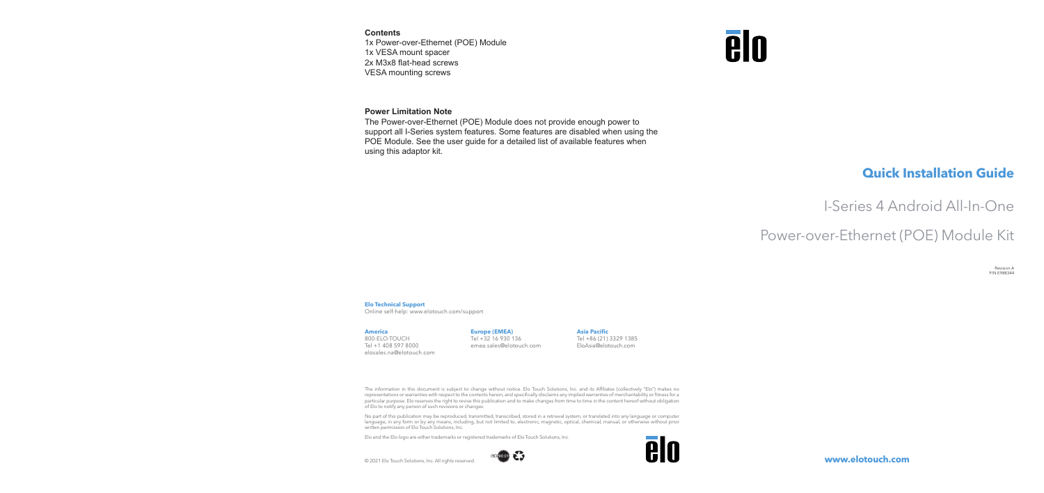**Contents**

1x Power-over-Ethernet (POE) Module
1x VESA mount spacer
2x M3x8 flat-head screws
VESA mounting screws

**Power Limitation Note**

The Power-over-Ethernet (POE) Module does not provide enough power to support all I-Series system features. Some features are disabled when using the POE Module. See the user guide for a detailed list of available features when using this adaptor kit.

**Elo Technical Support**
Online self-help: www.elotouch.com/support

**America**
800-ELO-TOUCH
Tel +1 408 597 8000
elosales.na@elotouch.com

**Europe (EMEA)**
Tel +32 16 930 136
emea.sales@elotouch.com

**Asia Pacific**
Tel +86 (21) 3329 1385
EloAsia@elotouch.com

The information in this document is subject to change without notice. Elo Touch Solutions, Inc. and its Affiliates (collectively "Elo") makes no representations or warranties with respect to the contents herein, and specifically disclaims any implied warranties of merchantability or fitness for a particular purpose. Elo reserves the right to revise this publication and to make changes from time to time in the content hereof without obligation of Elo to notify any person of such revisions or changes.

No part of this publication may be reproduced, transmitted, transcribed, stored in a retrieval system, or translated into any language or computer language, in any form or by any means, including, but not limited to, electronic, magnetic, optical, chemical, manual, or otherwise without prior written permission of Elo Touch Solutions, Inc.

Elo and the Elo logo are either trademarks or registered trademarks of Elo Touch Solutions, Inc.

© 2021 Elo Touch Solutions, Inc. All rights reserved.

elo

# Quick Installation Guide

## I-Series 4 Android All-In-One

## Power-over-Ethernet (POE) Module Kit

Revision A
P/N E988344

**www.elotouch.com**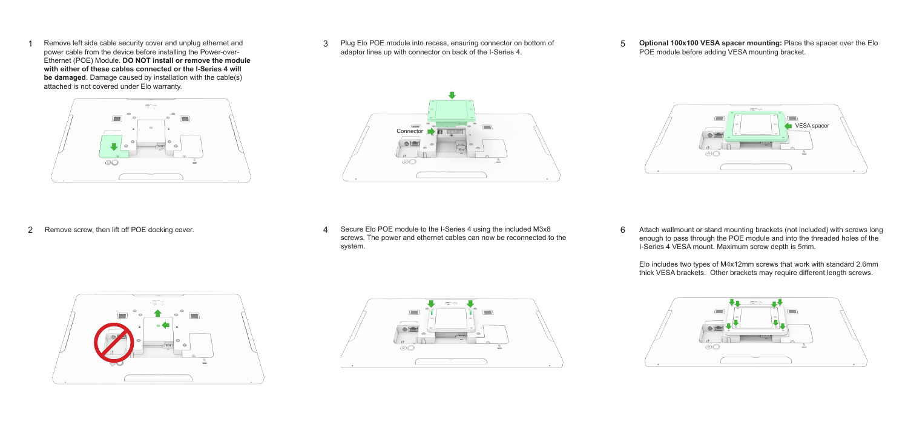1. Remove left side cable security cover and unplug ethernet and power cable from the device before installing the Power-over-Ethernet (POE) Module. **DO NOT install or remove the module with either of these cables connected or the I-Series 4 will be damaged**. Damage caused by installation with the cable(s) attached is not covered under Elo warranty.

2. Remove screw, then lift off POE docking cover.

3. Plug Elo POE module into recess, ensuring connector on bottom of adaptor lines up with connector on back of the I-Series 4.

Connector

4. Secure Elo POE module to the I-Series 4 using the included M3x8 screws. The power and ethernet cables can now be reconnected to the system.

5. **Optional 100x100 VESA spacer mounting:** Place the spacer over the Elo POE module before adding VESA mounting bracket.

VESA spacer

6. Attach wallmount or stand mounting brackets (not included) with screws long enough to pass through the POE module and into the threaded holes of the I-Series 4 VESA mount. Maximum screw depth is 5mm.

   Elo includes two types of M4x12mm screws that work with standard 2.6mm thick VESA brackets. Other brackets may require different length screws.